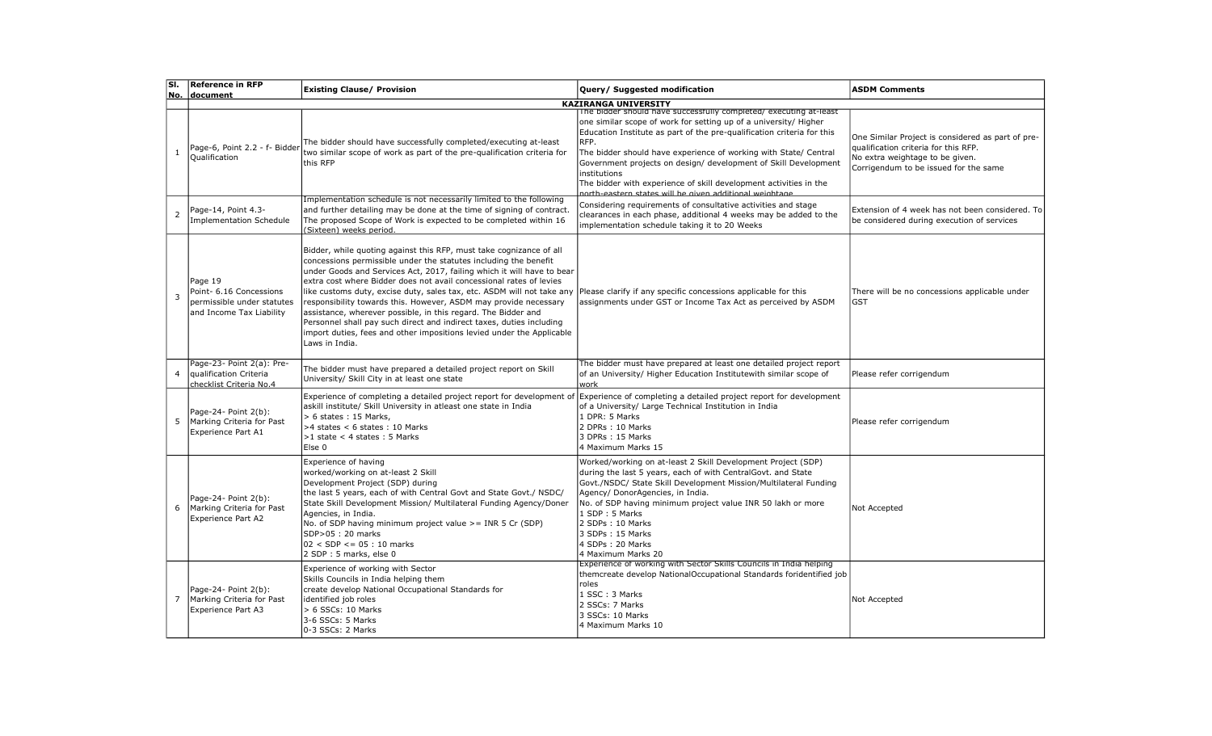| Sl. No. | Reference in RFP document | Existing Clause/ Provision | Query/ Suggested modification | ASDM Comments |
|---|---|---|---|---|
| | | **KAZIRANGA UNIVERSITY** | | |
| 1 | Page-6, Point 2.2 - f- Bidder Qualification | The bidder should have successfully completed/executing at-least two similar scope of work as part of the pre-qualification criteria for this RFP | The bidder should have successfully completed/ executing at-least one similar scope of work for setting up of a university/ Higher Education Institute as part of the pre-qualification criteria for this RFP.<br>The bidder should have experience of working with State/ Central Government projects on design/ development of Skill Development institutions<br>The bidder with experience of skill development activities in the north-eastern states will be given additional weightage | One Similar Project is considered as part of pre-qualification criteria for this RFP.<br>No extra weightage to be given.<br>Corrigendum to be issued for the same |
| 2 | Page-14, Point 4.3- Implementation Schedule | Implementation schedule is not necessarily limited to the following and further detailing may be done at the time of signing of contract. The proposed Scope of Work is expected to be completed within 16 (Sixteen) weeks period. | Considering requirements of consultative activities and stage clearances in each phase, additional 4 weeks may be added to the implementation schedule taking it to 20 Weeks | Extension of 4 week has not been considered. To be considered during execution of services |
| 3 | Page 19<br>Point- 6.16 Concessions permissible under statutes and Income Tax Liability | Bidder, while quoting against this RFP, must take cognizance of all concessions permissible under the statutes including the benefit under Goods and Services Act, 2017, failing which it will have to bear extra cost where Bidder does not avail concessional rates of levies like customs duty, excise duty, sales tax, etc. ASDM will not take any responsibility towards this. However, ASDM may provide necessary assistance, wherever possible, in this regard. The Bidder and Personnel shall pay such direct and indirect taxes, duties including import duties, fees and other impositions levied under the Applicable Laws in India. | Please clarify if any specific concessions applicable for this assignments under GST or Income Tax Act as perceived by ASDM | There will be no concessions applicable under GST |
| 4 | Page-23- Point 2(a): Pre-qualification Criteria checklist Criteria No.4 | The bidder must have prepared a detailed project report on Skill University/ Skill City in at least one state | The bidder must have prepared at least one detailed project report of an University/ Higher Education Institutewith similar scope of work | Please refer corrigendum |
| 5 | Page-24- Point 2(b): Marking Criteria for Past Experience Part A1 | Experience of completing a detailed project report for development of askill institute/ Skill University in atleast one state in India<br>> 6 states : 15 Marks,<br>>4 states < 6 states : 10 Marks<br>>1 state < 4 states : 5 Marks<br>Else 0 | Experience of completing a detailed project report for development of a University/ Large Technical Institution in India<br>1 DPR: 5 Marks<br>2 DPRs : 10 Marks<br>3 DPRs : 15 Marks<br>4 Maximum Marks 15 | Please refer corrigendum |
| 6 | Page-24- Point 2(b): Marking Criteria for Past Experience Part A2 | Experience of having worked/working on at-least 2 Skill Development Project (SDP) during the last 5 years, each of with Central Govt and State Govt./ NSDC/ State Skill Development Mission/ Multilateral Funding Agency/Doner Agencies, in India.<br>No. of SDP having minimum project value >= INR 5 Cr (SDP)<br>SDP>05 : 20 marks<br>02 < SDP <= 05 : 10 marks<br>2 SDP : 5 marks, else 0 | Worked/working on at-least 2 Skill Development Project (SDP) during the last 5 years, each of with CentralGovt. and State Govt./NSDC/ State Skill Development Mission/Multilateral Funding Agency/ DonorAgencies, in India.<br>No. of SDP having minimum project value INR 50 lakh or more<br>1 SDP : 5 Marks<br>2 SDPs : 10 Marks<br>3 SDPs : 15 Marks<br>4 SDPs : 20 Marks<br>4 Maximum Marks 20 | Not Accepted |
| 7 | Page-24- Point 2(b): Marking Criteria for Past Experience Part A3 | Experience of working with Sector Skills Councils in India helping them create develop National Occupational Standards for identified job roles<br>> 6 SSCs: 10 Marks<br>3-6 SSCs: 5 Marks<br>0-3 SSCs: 2 Marks | Experience of working with Sector Skills Councils in India helping themcreate develop NationalOccupational Standards foridentified job roles<br>1 SSC : 3 Marks<br>2 SSCs: 7 Marks<br>3 SSCs: 10 Marks<br>4 Maximum Marks 10 | Not Accepted |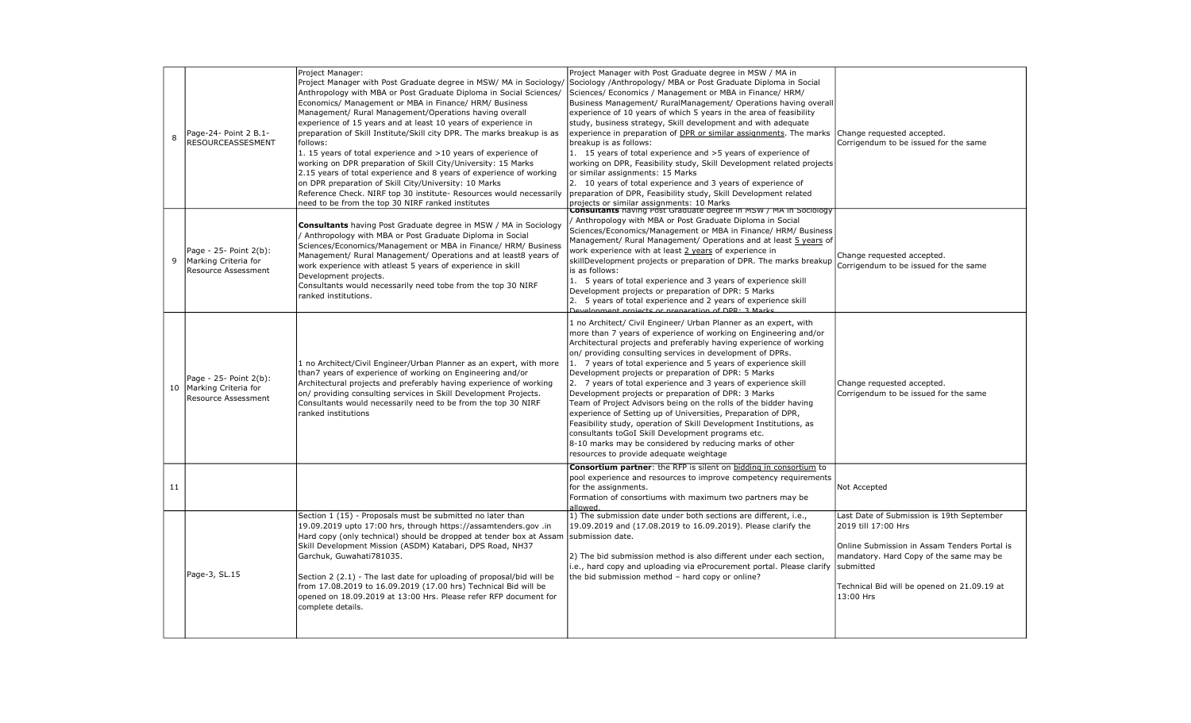| | | | | |
|---|---|---|---|---|
| 8 | Page-24- Point 2 B.1- RESOURCEASSESMENT | Project Manager:<br>Project Manager with Post Graduate degree in MSW/ MA in Sociology/ Anthropology with MBA or Post Graduate Diploma in Social Sciences/ Economics/ Management or MBA in Finance/ HRM/ Business Management/ Rural Management/Operations having overall experience of 15 years and at least 10 years of experience in preparation of Skill Institute/Skill city DPR. The marks breakup is as follows:<br>1. 15 years of total experience and >10 years of experience of working on DPR preparation of Skill City/University: 15 Marks<br>2.15 years of total experience and 8 years of experience of working on DPR preparation of Skill City/University: 10 Marks<br>Reference Check. NIRF top 30 institute- Resources would necessarily need to be from the top 30 NIRF ranked institutes | Project Manager with Post Graduate degree in MSW / MA in Sociology /Anthropology/ MBA or Post Graduate Diploma in Social Sciences/ Economics / Management or MBA in Finance/ HRM/ Business Management/ RuralManagement/ Operations having overall experience of 10 years of which 5 years in the area of feasibility study, business strategy, Skill development and with adequate experience in preparation of DPR or similar assignments. The marks breakup is as follows:<br>1. 15 years of total experience and >5 years of experience of working on DPR, Feasibility study, Skill Development related projects or similar assignments: 15 Marks<br>2. 10 years of total experience and 3 years of experience of preparation of DPR, Feasibility study, Skill Development related projects or similar assignments: 10 Marks | Change requested accepted.<br>Corrigendum to be issued for the same |
| 9 | Page - 25- Point 2(b): Marking Criteria for Resource Assessment | **Consultants** having Post Graduate degree in MSW / MA in Sociology / Anthropology with MBA or Post Graduate Diploma in Social Sciences/Economics/Management or MBA in Finance/ HRM/ Business Management/ Rural Management/ Operations and at least8 years of work experience with atleast 5 years of experience in skill Development projects.<br>Consultants would necessarily need tobe from the top 30 NIRF ranked institutions. | **Consultants** having Post Graduate degree in MSW / MA in Sociology / Anthropology with MBA or Post Graduate Diploma in Social Sciences/Economics/Management or MBA in Finance/ HRM/ Business Management/ Rural Management/ Operations and at least 5 years of work experience with at least 2 years of experience in skillDevelopment projects or preparation of DPR. The marks breakup is as follows:<br>1. 5 years of total experience and 3 years of experience skill Development projects or preparation of DPR: 5 Marks<br>2. 5 years of total experience and 2 years of experience skill Development projects or preparation of DPR: 3 Marks | Change requested accepted.<br>Corrigendum to be issued for the same |
| 10 | Page - 25- Point 2(b): Marking Criteria for Resource Assessment | 1 no Architect/Civil Engineer/Urban Planner as an expert, with more than7 years of experience of working on Engineering and/or Architectural projects and preferably having experience of working on/ providing consulting services in Skill Development Projects.<br>Consultants would necessarily need to be from the top 30 NIRF ranked institutions | 1 no Architect/ Civil Engineer/ Urban Planner as an expert, with more than 7 years of experience of working on Engineering and/or Architectural projects and preferably having experience of working on/ providing consulting services in development of DPRs.<br>1. 7 years of total experience and 5 years of experience skill Development projects or preparation of DPR: 5 Marks<br>2. 7 years of total experience and 3 years of experience skill Development projects or preparation of DPR: 3 Marks<br>Team of Project Advisors being on the rolls of the bidder having experience of Setting up of Universities, Preparation of DPR, Feasibility study, operation of Skill Development Institutions, as consultants toGoI Skill Development programs etc.<br>8-10 marks may be considered by reducing marks of other resources to provide adequate weightage | Change requested accepted.<br>Corrigendum to be issued for the same |
| 11 | | | **Consortium partner**: the RFP is silent on bidding in consortium to pool experience and resources to improve competency requirements for the assignments.<br>Formation of consortiums with maximum two partners may be allowed. | Not Accepted |
| | Page-3, SL.15 | Section 1 (15) - Proposals must be submitted no later than 19.09.2019 upto 17:00 hrs, through https://assamtenders.gov .in Hard copy (only technical) should be dropped at tender box at Assam Skill Development Mission (ASDM) Katabari, DPS Road, NH37 Garchuk, Guwahati781035.<br><br>Section 2 (2.1) - The last date for uploading of proposal/bid will be from 17.08.2019 to 16.09.2019 (17.00 hrs) Technical Bid will be opened on 18.09.2019 at 13:00 Hrs. Please refer RFP document for complete details. | 1) The submission date under both sections are different, i.e., 19.09.2019 and (17.08.2019 to 16.09.2019). Please clarify the submission date.<br><br>2) The bid submission method is also different under each section, i.e., hard copy and uploading via eProcurement portal. Please clarify the bid submission method – hard copy or online? | Last Date of Submission is 19th September 2019 till 17:00 Hrs<br><br>Online Submission in Assam Tenders Portal is mandatory. Hard Copy of the same may be submitted<br><br>Technical Bid will be opened on 21.09.19 at 13:00 Hrs |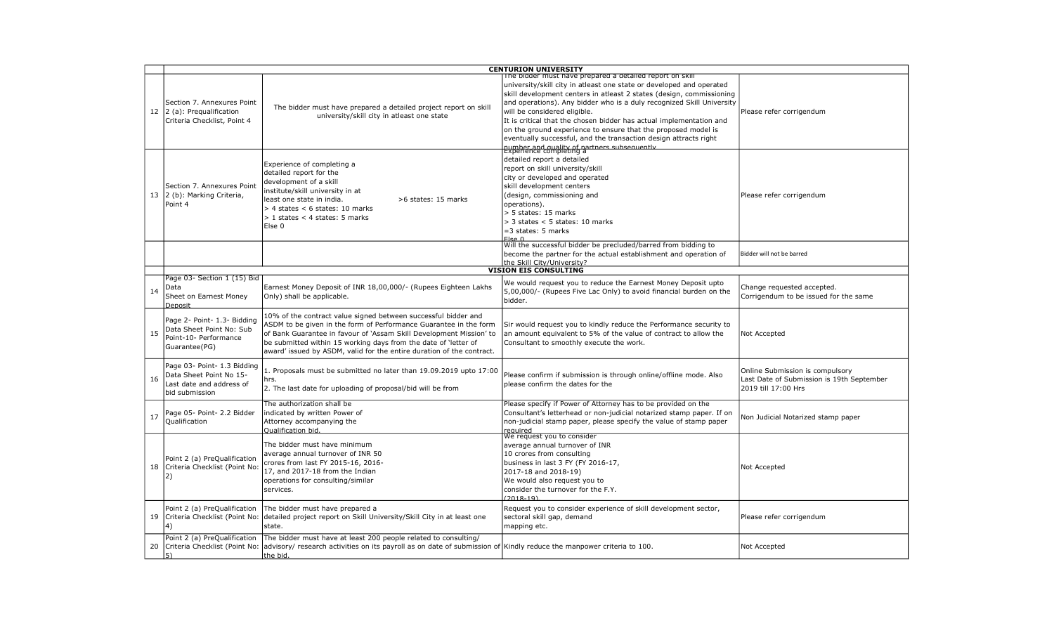| | | | | |
|---|---|---|---|---|
| | **CENTURION UNIVERSITY** | | | |
| 12 | Section 7. Annexures Point 2 (a): Prequalification Criteria Checklist, Point 4 | The bidder must have prepared a detailed project report on skill university/skill city in atleast one state | The bidder must have prepared a detailed report on skill university/skill city in atleast one state or developed and operated skill development centers in atleast 2 states (design, commissioning and operations). Any bidder who is a duly recognized Skill University will be considered eligible. It is critical that the chosen bidder has actual implementation and on the ground experience to ensure that the proposed model is eventually successful, and the transaction design attracts right number and quality of partners subsequently | Please refer corrigendum |
| 13 | Section 7. Annexures Point 2 (b): Marking Criteria, Point 4 | Experience of completing a detailed report for the development of a skill institute/skill university in at least one state in india. >6 states: 15 marks > 4 states < 6 states: 10 marks > 1 states < 4 states: 5 marks Else 0 | Experience completing a detailed report a detailed report on skill university/skill city or developed and operated skill development centers (design, commissioning and operations). > 5 states: 15 marks > 3 states < 5 states: 10 marks =3 states: 5 marks Else 0 | Please refer corrigendum |
| | | | Will the successful bidder be precluded/barred from bidding to become the partner for the actual establishment and operation of the Skill City/University? | Bidder will not be barred |
| | **VISION EIS CONSULTING** | | | |
| 14 | Page 03- Section 1 (15) Bid Data Sheet on Earnest Money Deposit | Earnest Money Deposit of INR 18,00,000/- (Rupees Eighteen Lakhs Only) shall be applicable. | We would request you to reduce the Earnest Money Deposit upto 5,00,000/- (Rupees Five Lac Only) to avoid financial burden on the bidder. | Change requested accepted. Corrigendum to be issued for the same |
| 15 | Page 2- Point- 1.3- Bidding Data Sheet Point No: Sub Point-10- Performance Guarantee(PG) | 10% of the contract value signed between successful bidder and ASDM to be given in the form of Performance Guarantee in the form of Bank Guarantee in favour of 'Assam Skill Development Mission' to be submitted within 15 working days from the date of 'letter of award' issued by ASDM, valid for the entire duration of the contract. | Sir would request you to kindly reduce the Performance security to an amount equivalent to 5% of the value of contract to allow the Consultant to smoothly execute the work. | Not Accepted |
| 16 | Page 03- Point- 1.3 Bidding Data Sheet Point No 15- Last date and address of bid submission | 1. Proposals must be submitted no later than 19.09.2019 upto 17:00 hrs. 2. The last date for uploading of proposal/bid will be from | Please confirm if submission is through online/offline mode. Also please confirm the dates for the | Online Submission is compulsory Last Date of Submission is 19th September 2019 till 17:00 Hrs |
| 17 | Page 05- Point- 2.2 Bidder Qualification | The authorization shall be indicated by written Power of Attorney accompanying the Qualification bid. | Please specify if Power of Attorney has to be provided on the Consultant's letterhead or non-judicial notarized stamp paper. If on non-judicial stamp paper, please specify the value of stamp paper required | Non Judicial Notarized stamp paper |
| 18 | Point 2 (a) PreQualification Criteria Checklist (Point No: 2) | The bidder must have minimum average annual turnover of INR 50 crores from last FY 2015-16, 2016-17, and 2017-18 from the Indian operations for consulting/similar services. | We request you to consider average annual turnover of INR 10 crores from consulting business in last 3 FY (FY 2016-17, 2017-18 and 2018-19) We would also request you to consider the turnover for the F.Y. (2018-19) | Not Accepted |
| 19 | Point 2 (a) PreQualification Criteria Checklist (Point No: 4) | The bidder must have prepared a detailed project report on Skill University/Skill City in at least one state. | Request you to consider experience of skill development sector, sectoral skill gap, demand mapping etc. | Please refer corrigendum |
| 20 | Point 2 (a) PreQualification Criteria Checklist (Point No: 5) | The bidder must have at least 200 people related to consulting/ advisory/ research activities on its payroll as on date of submission of the bid. | Kindly reduce the manpower criteria to 100. | Not Accepted |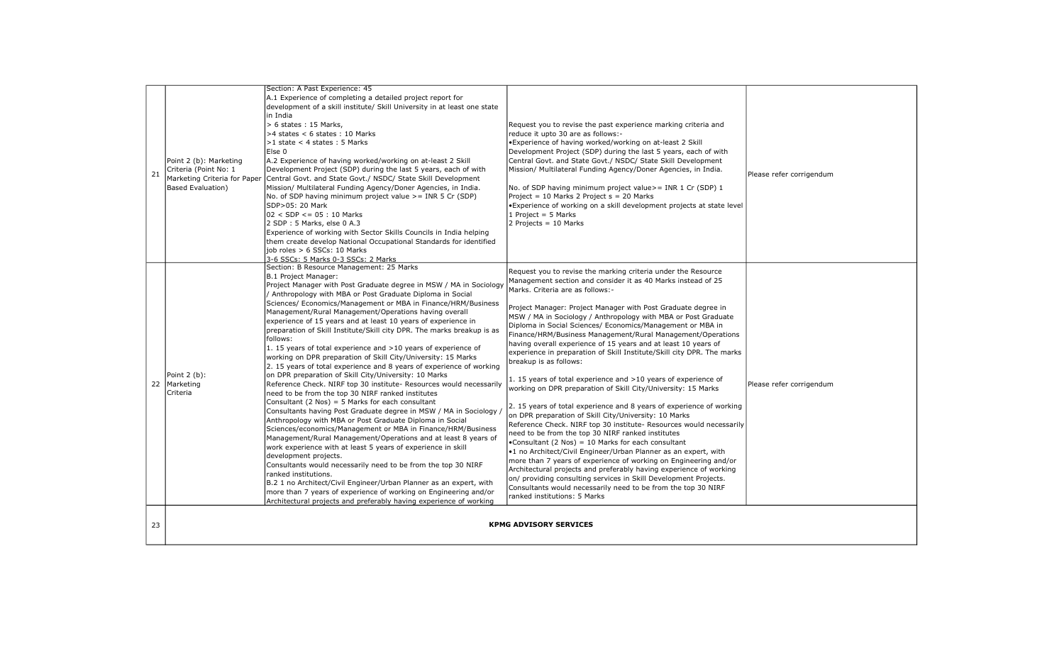| 21 | Point 2 (b): Marketing Criteria (Point No: 1 Marketing Criteria for Paper Based Evaluation) | Section: A Past Experience: 45<br>A.1 Experience of completing a detailed project report for development of a skill institute/ Skill University in at least one state in India<br>> 6 states : 15 Marks,<br>>4 states < 6 states : 10 Marks<br>>1 state < 4 states : 5 Marks<br>Else 0<br>A.2 Experience of having worked/working on at-least 2 Skill Development Project (SDP) during the last 5 years, each of with Central Govt. and State Govt./ NSDC/ State Skill Development Mission/ Multilateral Funding Agency/Doner Agencies, in India.<br>No. of SDP having minimum project value >= INR 5 Cr (SDP)<br>SDP>05: 20 Mark<br>02 < SDP <= 05 : 10 Marks<br>2 SDP : 5 Marks, else 0 A.3<br>Experience of working with Sector Skills Councils in India helping them create develop National Occupational Standards for identified job roles > 6 SSCs: 10 Marks<br>3-6 SSCs: 5 Marks 0-3 SSCs: 2 Marks | Request you to revise the past experience marking criteria and reduce it upto 30 are as follows:-<br>•Experience of having worked/working on at-least 2 Skill Development Project (SDP) during the last 5 years, each of with Central Govt. and State Govt./ NSDC/ State Skill Development Mission/ Multilateral Funding Agency/Doner Agencies, in India.<br><br>No. of SDP having minimum project value>= INR 1 Cr (SDP) 1 Project = 10 Marks 2 Project s = 20 Marks<br>•Experience of working on a skill development projects at state level<br>1 Project = 5 Marks<br>2 Projects = 10 Marks | Please refer corrigendum |
|---|---|---|---|---|
| 22 | Point 2 (b): Marketing Criteria | Section: B Resource Management: 25 Marks<br>B.1 Project Manager:<br>Project Manager with Post Graduate degree in MSW / MA in Sociology / Anthropology with MBA or Post Graduate Diploma in Social Sciences/ Economics/Management or MBA in Finance/HRM/Business Management/Rural Management/Operations having overall experience of 15 years and at least 10 years of experience in preparation of Skill Institute/Skill city DPR. The marks breakup is as follows:<br>1. 15 years of total experience and >10 years of experience of working on DPR preparation of Skill City/University: 15 Marks<br>2. 15 years of total experience and 8 years of experience of working on DPR preparation of Skill City/University: 10 Marks<br>Reference Check. NIRF top 30 institute- Resources would necessarily need to be from the top 30 NIRF ranked institutes<br>Consultant (2 Nos) = 5 Marks for each consultant<br>Consultants having Post Graduate degree in MSW / MA in Sociology / Anthropology with MBA or Post Graduate Diploma in Social Sciences/economics/Management or MBA in Finance/HRM/Business Management/Rural Management/Operations and at least 8 years of work experience with at least 5 years of experience in skill development projects.<br>Consultants would necessarily need to be from the top 30 NIRF ranked institutions.<br>B.2 1 no Architect/Civil Engineer/Urban Planner as an expert, with more than 7 years of experience of working on Engineering and/or Architectural projects and preferably having experience of working | Request you to revise the marking criteria under the Resource Management section and consider it as 40 Marks instead of 25 Marks. Criteria are as follows:-<br><br>Project Manager: Project Manager with Post Graduate degree in MSW / MA in Sociology / Anthropology with MBA or Post Graduate Diploma in Social Sciences/ Economics/Management or MBA in Finance/HRM/Business Management/Rural Management/Operations having overall experience of 15 years and at least 10 years of experience in preparation of Skill Institute/Skill city DPR. The marks breakup is as follows:<br><br>1. 15 years of total experience and >10 years of experience of working on DPR preparation of Skill City/University: 15 Marks<br><br>2. 15 years of total experience and 8 years of experience of working on DPR preparation of Skill City/University: 10 Marks<br>Reference Check. NIRF top 30 institute- Resources would necessarily need to be from the top 30 NIRF ranked institutes<br>•Consultant (2 Nos) = 10 Marks for each consultant<br>•1 no Architect/Civil Engineer/Urban Planner as an expert, with more than 7 years of experience of working on Engineering and/or Architectural projects and preferably having experience of working on/ providing consulting services in Skill Development Projects.<br>Consultants would necessarily need to be from the top 30 NIRF ranked institutions: 5 Marks | Please refer corrigendum |
| 23 | **KPMG ADVISORY SERVICES** | | | |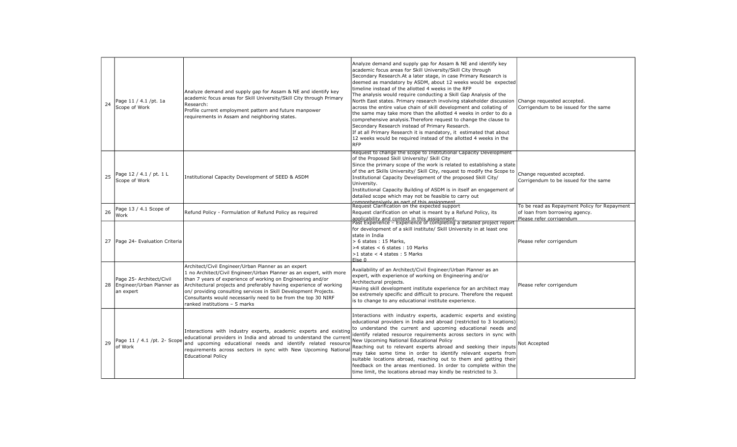| 24 | Page 11 / 4.1 /pt. 1a Scope of Work | Analyze demand and supply gap for Assam & NE and identify key academic focus areas for Skill University/Skill City through Primary Research:<br>Profile current employment pattern and future manpower requirements in Assam and neighboring states. | Analyze demand and supply gap for Assam & NE and identify key academic focus areas for Skill University/Skill City through Secondary Research.At a later stage, in case Primary Research is deemed as mandatory by ASDM, about 12 weeks would be expected timeline instead of the allotted 4 weeks in the RFP<br>The analysis would require conducting a Skill Gap Analysis of the North East states. Primary research involving stakeholder discussion across the entire value chain of skill development and collating of the same may take more than the allotted 4 weeks in order to do a comprehensive analysis.Therefore request to change the clause to Secondary Research instead of Primary Research.<br>If at all Primary Research it is mandatory, it estimated that about 12 weeks would be required instead of the allotted 4 weeks in the RFP | Change requested accepted.<br>Corrigendum to be issued for the same |
|---|---|---|---|---|
| 25 | Page 12 / 4.1 / pt. 1 L Scope of Work | Institutional Capacity Development of SEED & ASDM | Request to change the scope to Institutional Capacity Development of the Proposed Skill University/ Skill City<br>Since the primary scope of the work is related to establishing a state of the art Skills University/ Skill City, request to modify the Scope to Institutional Capacity Development of the proposed Skill City/ University.<br>Institutional Capacity Building of ASDM is in itself an engagement of detailed scope which may not be feasible to carry out comprehensively as part of this assignment. | Change requested accepted.<br>Corrigendum to be issued for the same |
| 26 | Page 13 / 4.1 Scope of Work | Refund Policy - Formulation of Refund Policy as required | Request Clarification on the expected support<br>Request clarification on what is meant by a Refund Policy, its applicability and context in this assignment. | To be read as Repayment Policy for Repayment of loan from borrowing agency.<br>Please refer corrigendum |
| 27 | Page 24- Evaluation Criteria | | Past Experience – Experience of completing a detailed project report for development of a skill institute/ Skill University in at least one state in India<br>> 6 states : 15 Marks,<br>>4 states < 6 states : 10 Marks<br>>1 state < 4 states : 5 Marks<br>Else 0 | Please refer corrigendum |
| 28 | Page 25- Architect/Civil Engineer/Urban Planner as an expert | Architect/Civil Engineer/Urban Planner as an expert<br>1 no Architect/Civil Engineer/Urban Planner as an expert, with more than 7 years of experience of working on Engineering and/or Architectural projects and preferably having experience of working on/ providing consulting services in Skill Development Projects. Consultants would necessarily need to be from the top 30 NIRF ranked institutions – 5 marks | Availability of an Architect/Civil Engineer/Urban Planner as an expert, with experience of working on Engineering and/or Architectural projects.<br>Having skill development institute experience for an architect may be extremely specific and difficult to procure. Therefore the request is to change to any educational institute experience. | Please refer corrigendum |
| 29 | Page 11 / 4.1 /pt. 2- Scope of Work | Interactions with industry experts, academic experts and existing educational providers in India and abroad to understand the current and upcoming educational needs and identify related resource requirements across sectors in sync with New Upcoming National Educational Policy | Interactions with industry experts, academic experts and existing educational providers in India and abroad (restricted to 3 locations) to understand the current and upcoming educational needs and identify related resource requirements across sectors in sync with New Upcoming National Educational Policy<br>Reaching out to relevant experts abroad and seeking their inputs may take some time in order to identify relevant experts from suitable locations abroad, reaching out to them and getting their feedback on the areas mentioned. In order to complete within the time limit, the locations abroad may kindly be restricted to 3. | Not Accepted |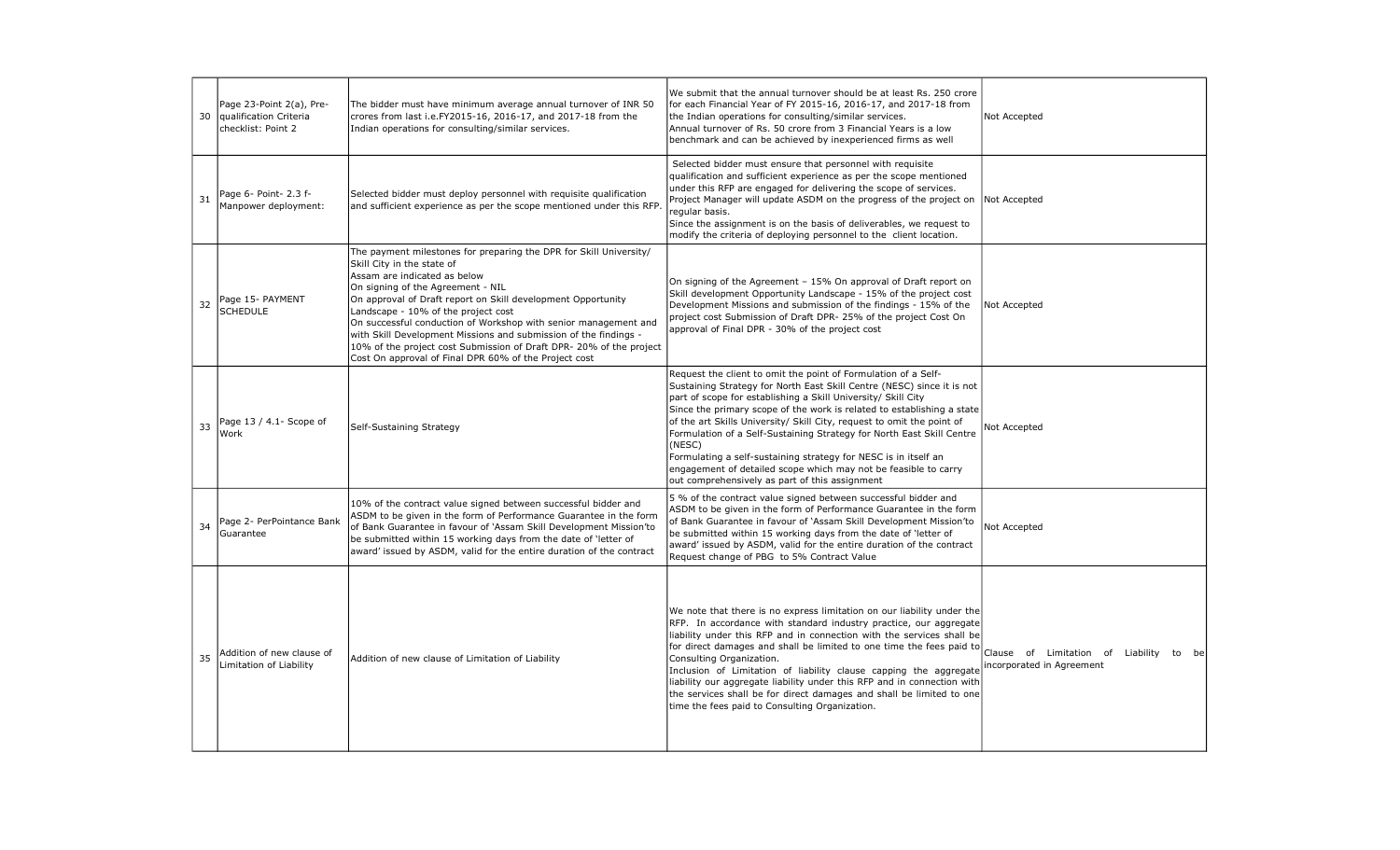| 30 | Page 23-Point 2(a), Pre-qualification Criteria checklist: Point 2 | The bidder must have minimum average annual turnover of INR 50 crores from last i.e.FY2015-16, 2016-17, and 2017-18 from the Indian operations for consulting/similar services. | We submit that the annual turnover should be at least Rs. 250 crore for each Financial Year of FY 2015-16, 2016-17, and 2017-18 from the Indian operations for consulting/similar services.<br>Annual turnover of Rs. 50 crore from 3 Financial Years is a low benchmark and can be achieved by inexperienced firms as well | Not Accepted |
|---|---|---|---|---|
| 31 | Page 6- Point- 2.3 f- Manpower deployment: | Selected bidder must deploy personnel with requisite qualification and sufficient experience as per the scope mentioned under this RFP. | Selected bidder must ensure that personnel with requisite qualification and sufficient experience as per the scope mentioned under this RFP are engaged for delivering the scope of services. Project Manager will update ASDM on the progress of the project on regular basis.<br>Since the assignment is on the basis of deliverables, we request to modify the criteria of deploying personnel to the client location. | Not Accepted |
| 32 | Page 15- PAYMENT SCHEDULE | The payment milestones for preparing the DPR for Skill University/ Skill City in the state of Assam are indicated as below<br>On signing of the Agreement - NIL<br>On approval of Draft report on Skill development Opportunity Landscape - 10% of the project cost<br>On successful conduction of Workshop with senior management and with Skill Development Missions and submission of the findings - 10% of the project cost Submission of Draft DPR- 20% of the project Cost On approval of Final DPR 60% of the Project cost | On signing of the Agreement – 15% On approval of Draft report on Skill development Opportunity Landscape - 15% of the project cost Development Missions and submission of the findings - 15% of the project cost Submission of Draft DPR- 25% of the project Cost On approval of Final DPR - 30% of the project cost | Not Accepted |
| 33 | Page 13 / 4.1- Scope of Work | Self-Sustaining Strategy | Request the client to omit the point of Formulation of a Self-Sustaining Strategy for North East Skill Centre (NESC) since it is not part of scope for establishing a Skill University/ Skill City<br>Since the primary scope of the work is related to establishing a state of the art Skills University/ Skill City, request to omit the point of Formulation of a Self-Sustaining Strategy for North East Skill Centre (NESC)<br>Formulating a self-sustaining strategy for NESC is in itself an engagement of detailed scope which may not be feasible to carry out comprehensively as part of this assignment | Not Accepted |
| 34 | Page 2- PerPointance Bank Guarantee | 10% of the contract value signed between successful bidder and ASDM to be given in the form of Performance Guarantee in the form of Bank Guarantee in favour of 'Assam Skill Development Mission'to be submitted within 15 working days from the date of 'letter of award' issued by ASDM, valid for the entire duration of the contract | 5 % of the contract value signed between successful bidder and ASDM to be given in the form of Performance Guarantee in the form of Bank Guarantee in favour of 'Assam Skill Development Mission'to be submitted within 15 working days from the date of 'letter of award' issued by ASDM, valid for the entire duration of the contract<br>Request change of PBG to 5% Contract Value | Not Accepted |
| 35 | Addition of new clause of Limitation of Liability | Addition of new clause of Limitation of Liability | We note that there is no express limitation on our liability under the RFP. In accordance with standard industry practice, our aggregate liability under this RFP and in connection with the services shall be for direct damages and shall be limited to one time the fees paid to Consulting Organization.<br>Inclusion of Limitation of liability clause capping the aggregate liability our aggregate liability under this RFP and in connection with the services shall be for direct damages and shall be limited to one time the fees paid to Consulting Organization. | Clause of Limitation of Liability to be incorporated in Agreement |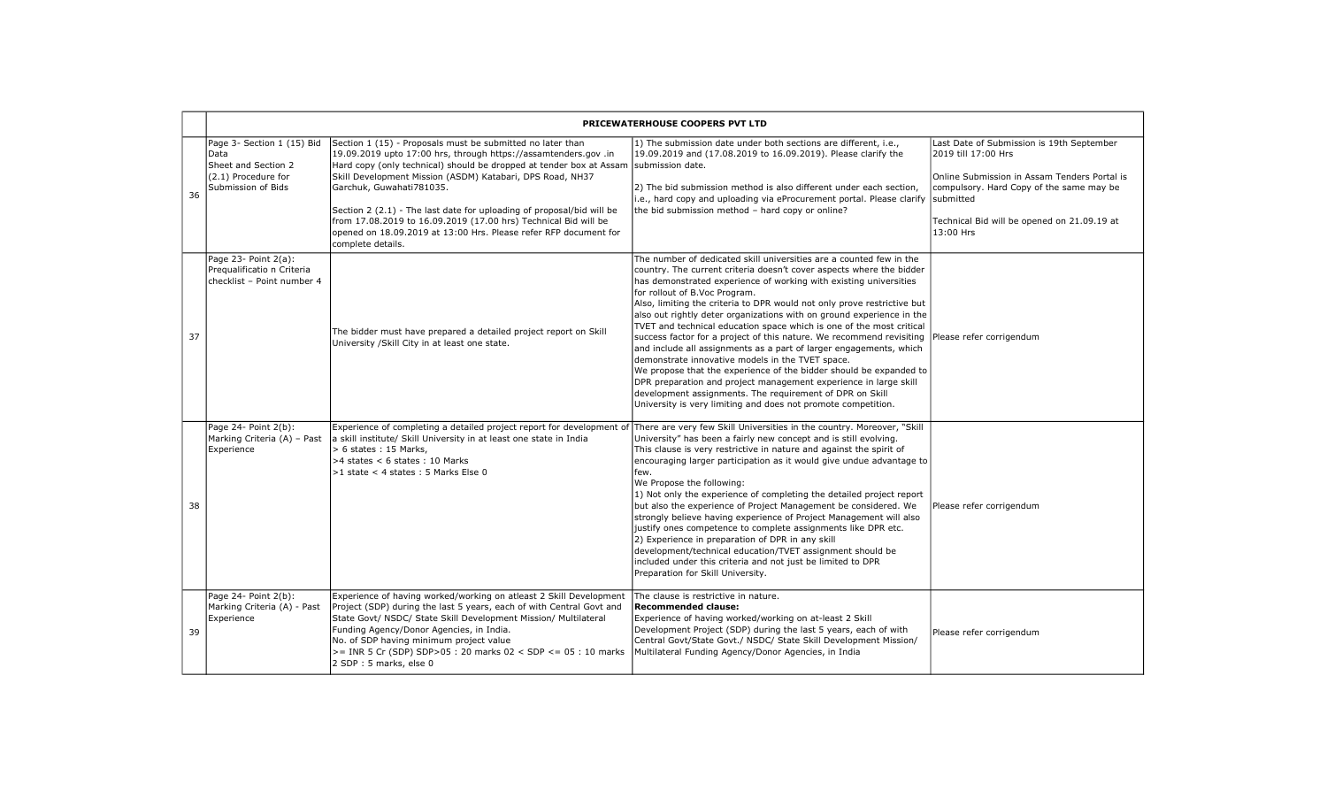| | PRICEWATERHOUSE COOPERS PVT LTD | | | |
|---|---|---|---|---|
| 36 | Page 3- Section 1 (15) Bid Data Sheet and Section 2 (2.1) Procedure for Submission of Bids | Section 1 (15) - Proposals must be submitted no later than 19.09.2019 upto 17:00 hrs, through https://assamtenders.gov .in Hard copy (only technical) should be dropped at tender box at Assam Skill Development Mission (ASDM) Katabari, DPS Road, NH37 Garchuk, Guwahati781035.<br><br>Section 2 (2.1) - The last date for uploading of proposal/bid will be from 17.08.2019 to 16.09.2019 (17.00 hrs) Technical Bid will be opened on 18.09.2019 at 13:00 Hrs. Please refer RFP document for complete details. | 1) The submission date under both sections are different, i.e., 19.09.2019 and (17.08.2019 to 16.09.2019). Please clarify the submission date.<br><br>2) The bid submission method is also different under each section, i.e., hard copy and uploading via eProcurement portal. Please clarify the bid submission method – hard copy or online? | Last Date of Submission is 19th September 2019 till 17:00 Hrs<br><br>Online Submission in Assam Tenders Portal is compulsory. Hard Copy of the same may be submitted<br><br>Technical Bid will be opened on 21.09.19 at 13:00 Hrs |
| 37 | Page 23- Point 2(a): Prequalificatio n Criteria checklist – Point number 4 | The bidder must have prepared a detailed project report on Skill University /Skill City in at least one state. | The number of dedicated skill universities are a counted few in the country. The current criteria doesn't cover aspects where the bidder has demonstrated experience of working with existing universities for rollout of B.Voc Program.<br>Also, limiting the criteria to DPR would not only prove restrictive but also out rightly deter organizations with on ground experience in the TVET and technical education space which is one of the most critical success factor for a project of this nature. We recommend revisiting and include all assignments as a part of larger engagements, which demonstrate innovative models in the TVET space.<br>We propose that the experience of the bidder should be expanded to DPR preparation and project management experience in large skill development assignments. The requirement of DPR on Skill University is very limiting and does not promote competition. | Please refer corrigendum |
| 38 | Page 24- Point 2(b): Marking Criteria (A) – Past Experience | Experience of completing a detailed project report for development of a skill institute/ Skill University in at least one state in India<br>> 6 states : 15 Marks,<br>>4 states < 6 states : 10 Marks<br>>1 state < 4 states : 5 Marks Else 0 | There are very few Skill Universities in the country. Moreover, "Skill University" has been a fairly new concept and is still evolving.<br>This clause is very restrictive in nature and against the spirit of encouraging larger participation as it would give undue advantage to few.<br>We Propose the following:<br>1) Not only the experience of completing the detailed project report but also the experience of Project Management be considered. We strongly believe having experience of Project Management will also justify ones competence to complete assignments like DPR etc.<br>2) Experience in preparation of DPR in any skill development/technical education/TVET assignment should be included under this criteria and not just be limited to DPR Preparation for Skill University. | Please refer corrigendum |
| 39 | Page 24- Point 2(b): Marking Criteria (A) - Past Experience | Experience of having worked/working on atleast 2 Skill Development Project (SDP) during the last 5 years, each of with Central Govt and State Govt/ NSDC/ State Skill Development Mission/ Multilateral Funding Agency/Donor Agencies, in India.<br>No. of SDP having minimum project value<br>>= INR 5 Cr (SDP) SDP>05 : 20 marks 02 < SDP <= 05 : 10 marks 2 SDP : 5 marks, else 0 | The clause is restrictive in nature.<br>**Recommended clause:**<br>Experience of having worked/working on at-least 2 Skill Development Project (SDP) during the last 5 years, each of with Central Govt/State Govt./ NSDC/ State Skill Development Mission/ Multilateral Funding Agency/Donor Agencies, in India | Please refer corrigendum |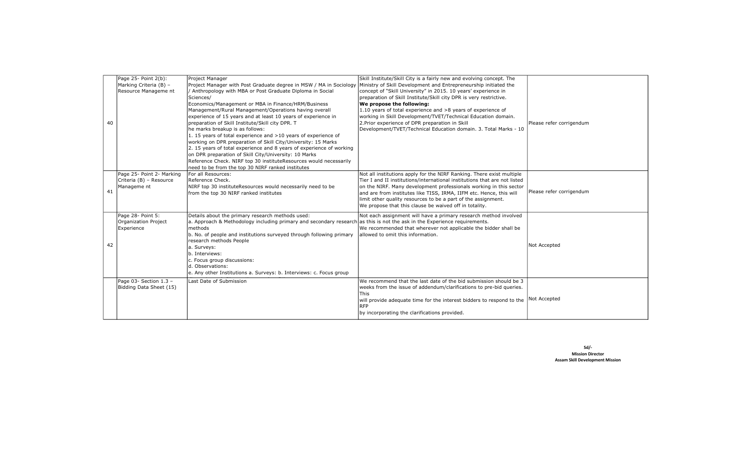| | | | | |
|---|---|---|---|---|
| 40 | Page 25- Point 2(b): Marking Criteria (B) – Resource Manageme nt | Project Manager<br>Project Manager with Post Graduate degree in MSW / MA in Sociology / Anthropology with MBA or Post Graduate Diploma in Social Sciences/<br>Economics/Management or MBA in Finance/HRM/Business Management/Rural Management/Operations having overall experience of 15 years and at least 10 years of experience in preparation of Skill Institute/Skill city DPR. T<br>he marks breakup is as follows:<br>1. 15 years of total experience and >10 years of experience of working on DPR preparation of Skill City/University: 15 Marks<br>2. 15 years of total experience and 8 years of experience of working on DPR preparation of Skill City/University: 10 Marks<br>Reference Check. NIRF top 30 instituteResources would necessarily need to be from the top 30 NIRF ranked institutes | Skill Institute/Skill City is a fairly new and evolving concept. The Ministry of Skill Development and Entrepreneurship initiated the concept of "Skill University" in 2015. 10 years' experience in preparation of Skill Institute/Skill city DPR is very restrictive.<br>**We propose the following:**<br>1.10 years of total experience and >8 years of experience of working in Skill Development/TVET/Technical Education domain.<br>2.Prior experience of DPR preparation in Skill Development/TVET/Technical Education domain. 3. Total Marks - 10 | Please refer corrigendum |
| 41 | Page 25- Point 2- Marking Criteria (B) – Resource Manageme nt | For all Resources:<br>Reference Check.<br>NIRF top 30 instituteResources would necessarily need to be from the top 30 NIRF ranked institutes | Not all institutions apply for the NIRF Ranking. There exist multiple Tier I and II institutions/international institutions that are not listed on the NIRF. Many development professionals working in this sector and are from institutes like TISS, IRMA, IIFM etc. Hence, this will limit other quality resources to be a part of the assignment.<br>We propose that this clause be waived off in totality. | Please refer corrigendum |
| 42 | Page 28- Point 5: Organization Project Experience | Details about the primary research methods used:<br>a. Approach & Methodology including primary and secondary research methods<br>b. No. of people and institutions surveyed through following primary research methods People<br>a. Surveys:<br>b. Interviews:<br>c. Focus group discussions:<br>d. Observations:<br>e. Any other Institutions a. Surveys: b. Interviews: c. Focus group | Not each assignment will have a primary research method involved as this is not the ask in the Experience requirements.<br>We recommended that wherever not applicable the bidder shall be allowed to omit this information. | Not Accepted |
| | Page 03- Section 1.3 – Bidding Data Sheet (15) | Last Date of Submission | We recommend that the last date of the bid submission should be 3 weeks from the issue of addendum/clarifications to pre-bid queries. This<br>will provide adequate time for the interest bidders to respond to the RFP<br>by incorporating the clarifications provided. | Not Accepted |

**Sd/-**
**Mission Director**
**Assam Skill Development Mission**